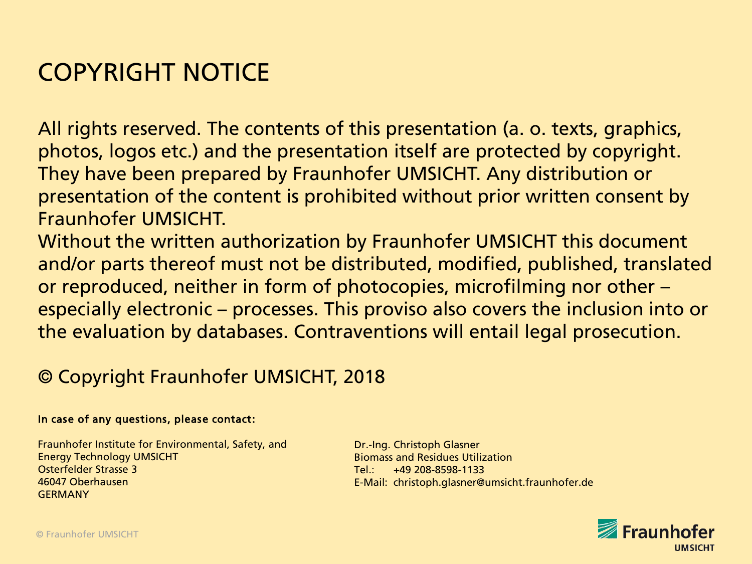# COPYRIGHT NOTICE

All rights reserved. The contents of this presentation (a. o. texts, graphics, photos, logos etc.) and the presentation itself are protected by copyright. They have been prepared by Fraunhofer UMSICHT. Any distribution or presentation of the content is prohibited without prior written consent by Fraunhofer UMSICHT.

Without the written authorization by Fraunhofer UMSICHT this document and/or parts thereof must not be distributed, modified, published, translated or reproduced, neither in form of photocopies, microfilming nor other – especially electronic – processes. This proviso also covers the inclusion into or the evaluation by databases. Contraventions will entail legal prosecution.

© Copyright Fraunhofer UMSICHT, 2018

**In case of any questions, please contact:**

Fraunhofer Institute for Environmental, Safety, and Energy Technology UMSICHT
Osterfelder Strasse 3
46047 Oberhausen
GERMANY

Dr.-Ing. Christoph Glasner
Biomass and Residues Utilization
Tel.: +49 208-8598-1133
E-Mail: christoph.glasner@umsicht.fraunhofer.de

Fraunhofer UMSICHT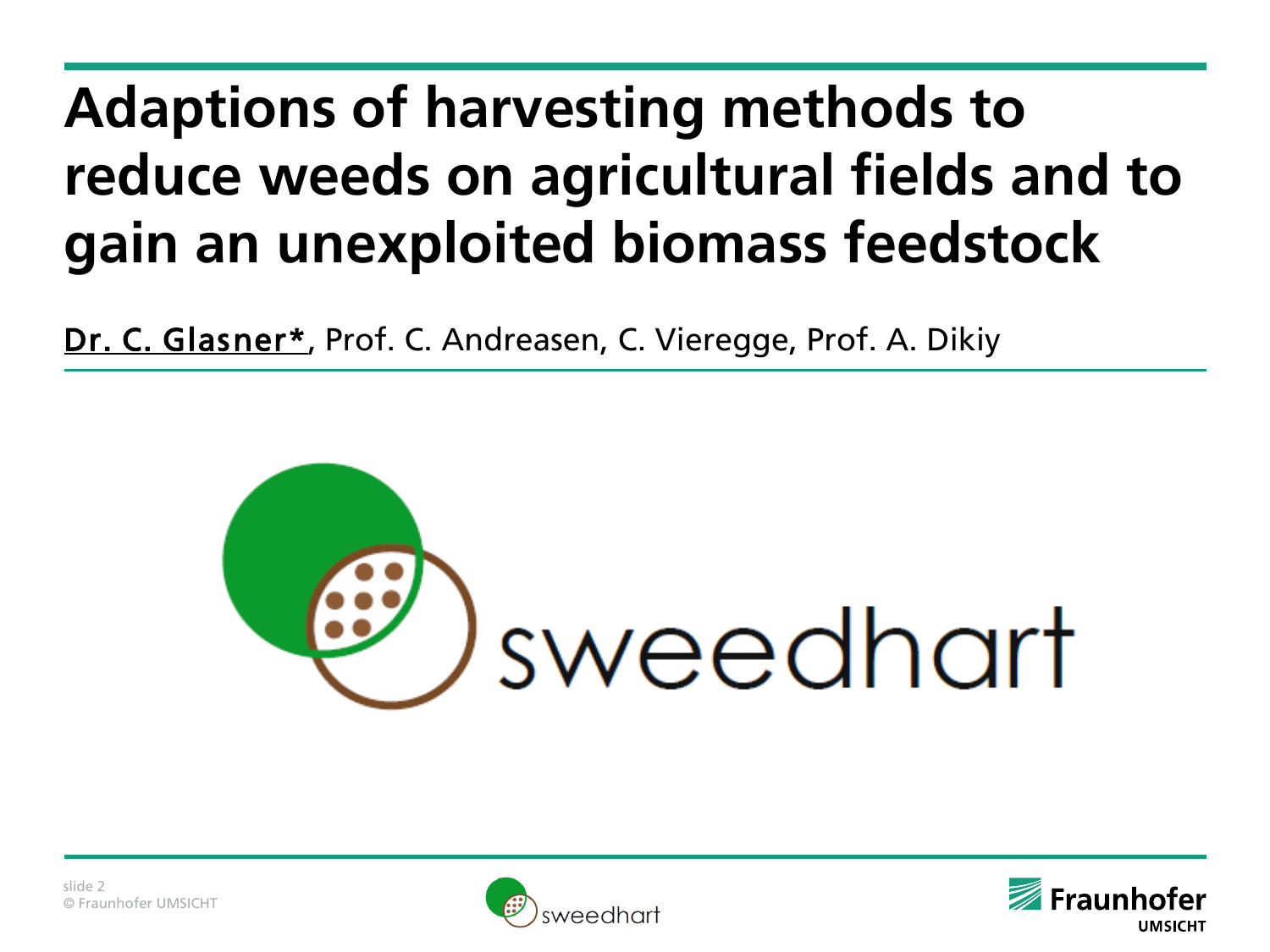# Adaptions of harvesting methods to reduce weeds on agricultural fields and to gain an unexploited biomass feedstock

Dr. C. Glasner*, Prof. C. Andreasen, C. Vieregge, Prof. A. Dikiy

sweedhart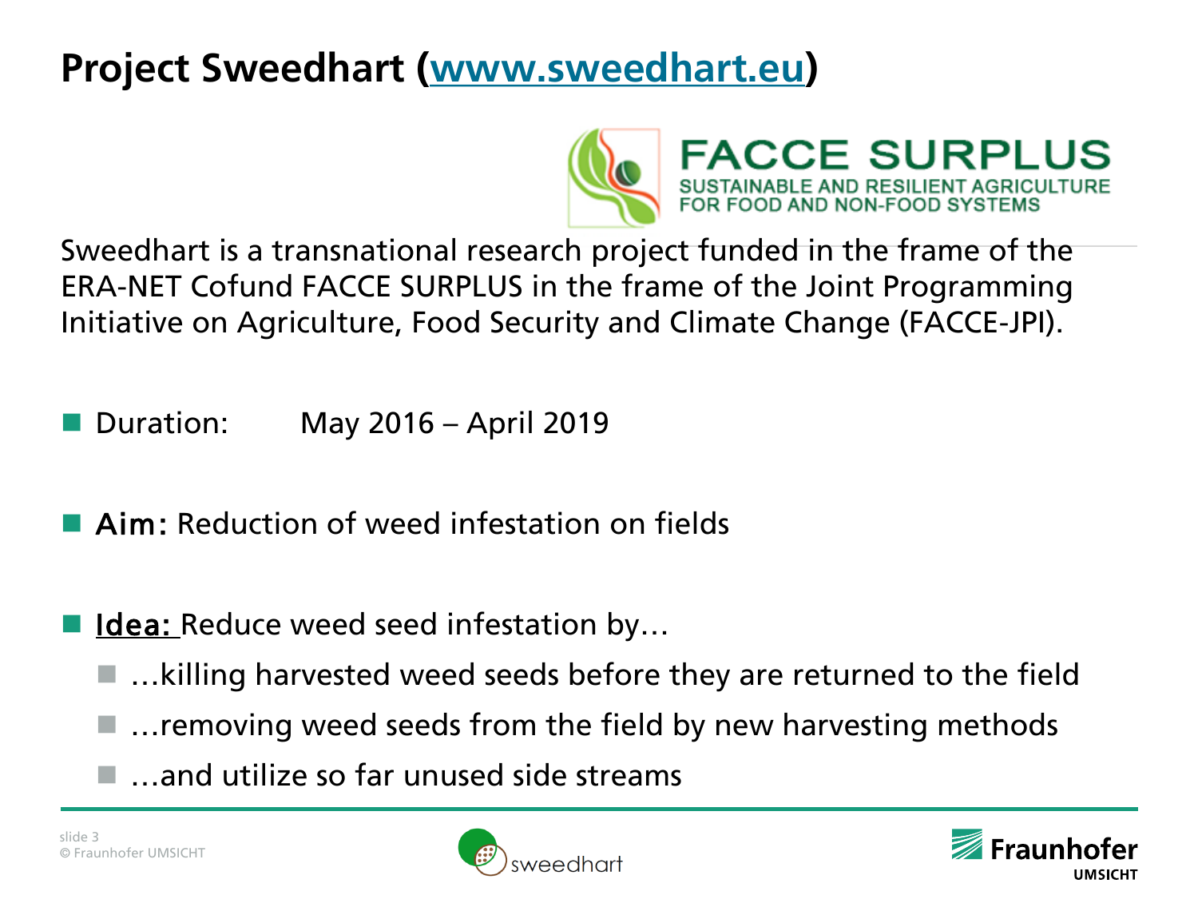# Project Sweedhart (www.sweedhart.eu)

FACCE SURPLUS
SUSTAINABLE AND RESILIENT AGRICULTURE FOR FOOD AND NON-FOOD SYSTEMS

Sweedhart is a transnational research project funded in the frame of the ERA-NET Cofund FACCE SURPLUS in the frame of the Joint Programming Initiative on Agriculture, Food Security and Climate Change (FACCE-JPI).

- Duration: May 2016 – April 2019
- **Aim:** Reduction of weed infestation on fields
- **Idea:** Reduce weed seed infestation by…
  - …killing harvested weed seeds before they are returned to the field
  - …removing weed seeds from the field by new harvesting methods
  - …and utilize so far unused side streams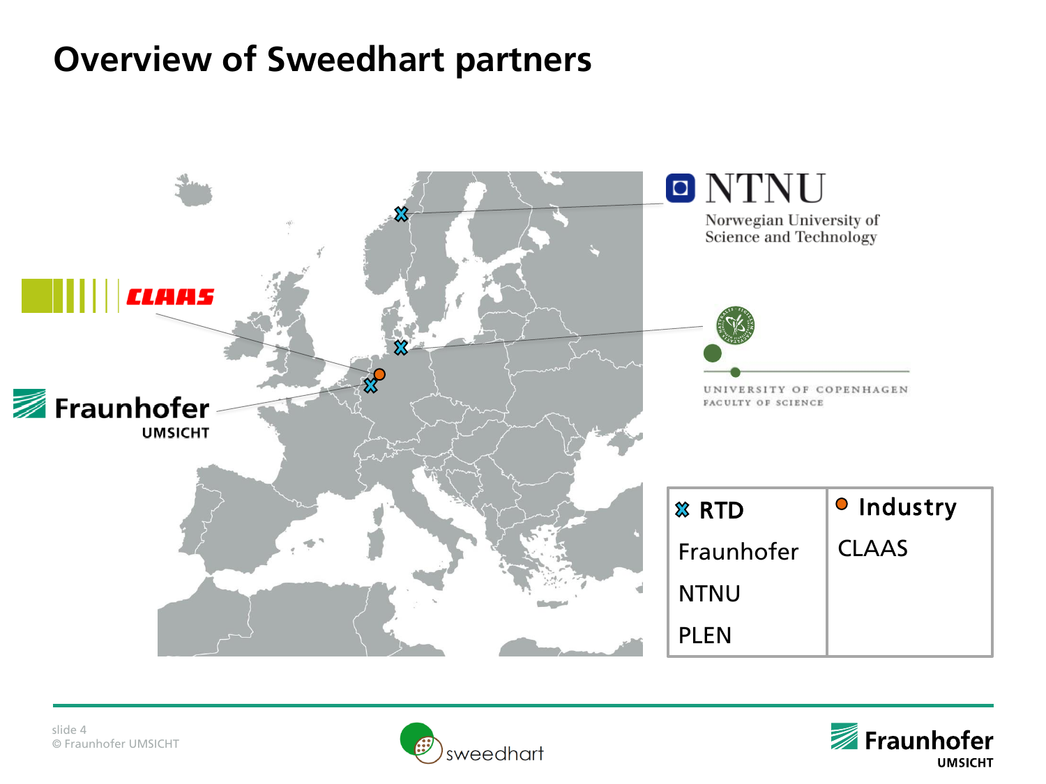# Overview of Sweedhart partners

NTNU
Norwegian University of Science and Technology

CLAAS

UNIVERSITY OF COPENHAGEN
FACULTY OF SCIENCE

Fraunhofer
UMSICHT

| RTD | Industry |
|---|---|
| Fraunhofer | CLAAS |
| NTNU | |
| PLEN | |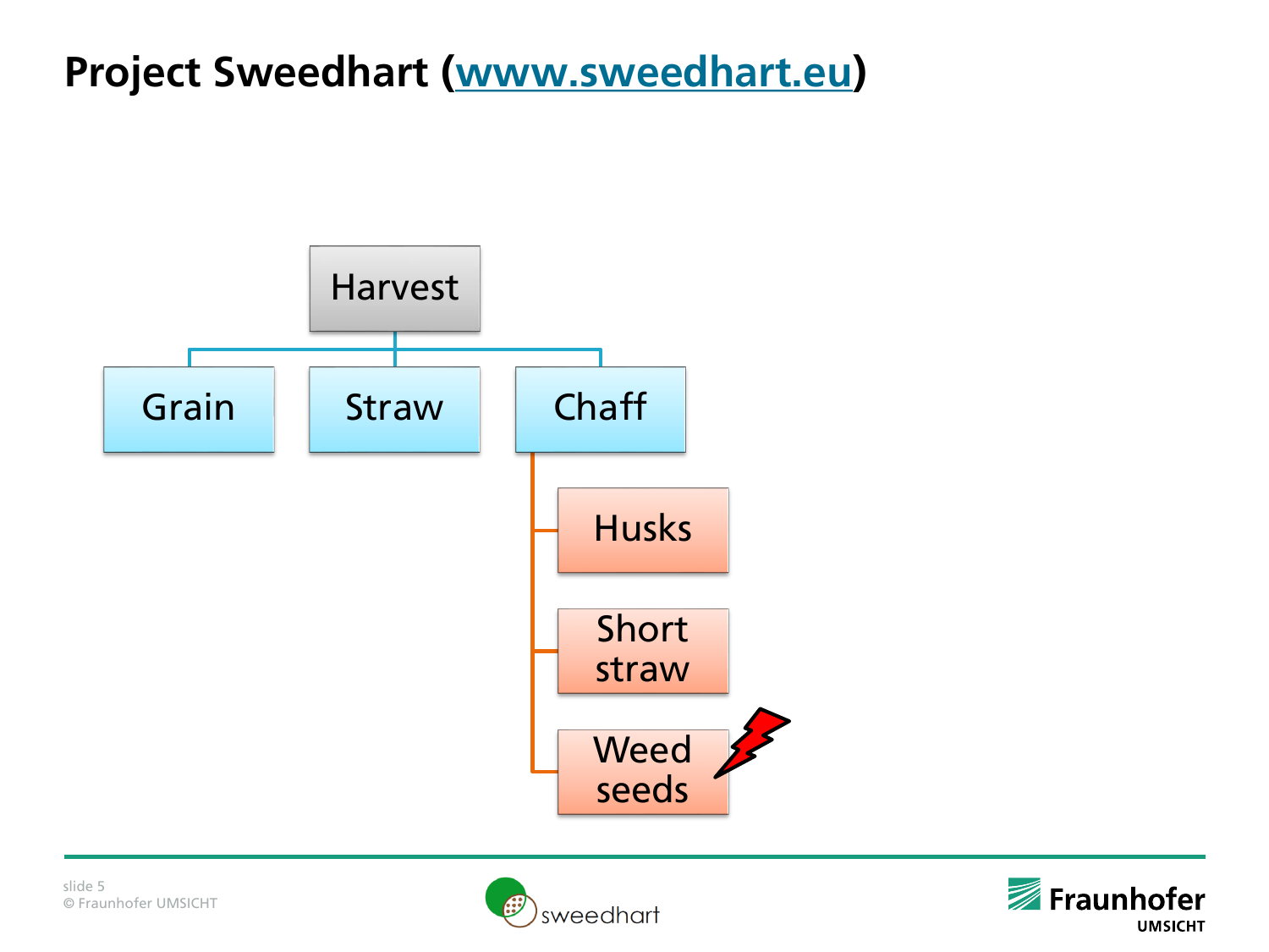# Project Sweedhart (www.sweedhart.eu)

- Harvest
  - Grain
  - Straw
  - Chaff
    - Husks
    - Short straw
    - Weed seeds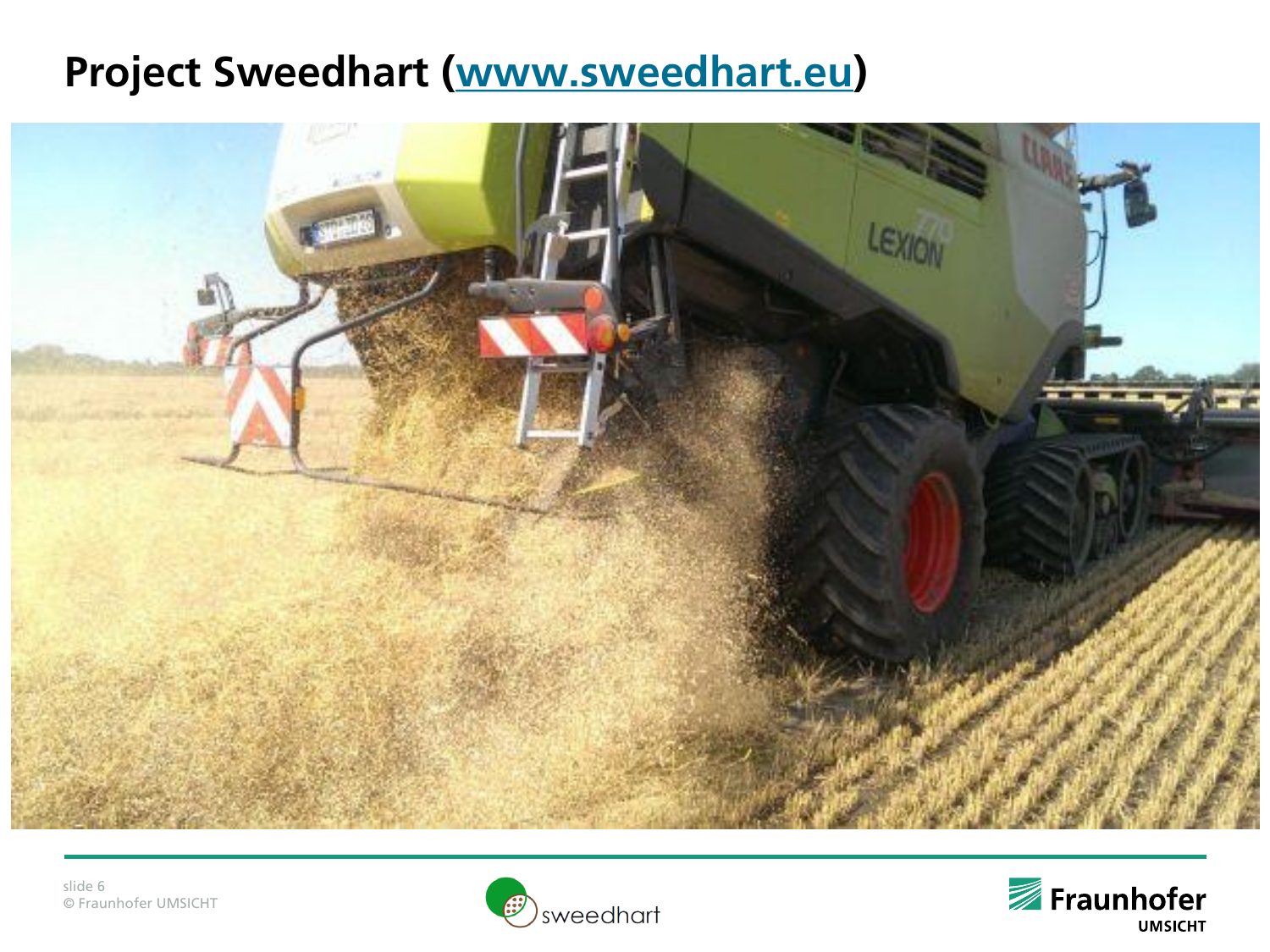# Project Sweedhart (www.sweedhart.eu)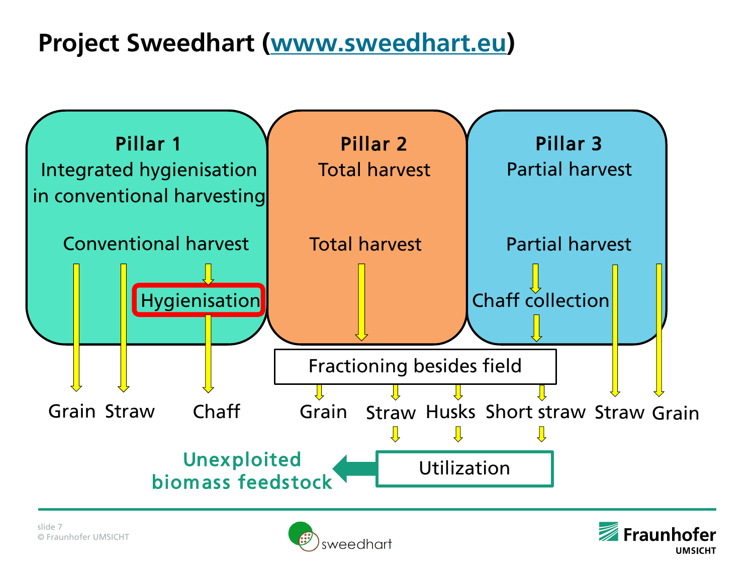# Project Sweedhart (www.sweedhart.eu)

**Pillar 1**
Integrated hygienisation in conventional harvesting

Conventional harvest
→ Grain
→ Straw
→ Hygienisation → Chaff

**Pillar 2**
Total harvest

Total harvest → Fractioning besides field

**Pillar 3**
Partial harvest

Partial harvest
→ Chaff collection → Fractioning besides field
→ Straw
→ Grain

Fractioning besides field
→ Grain
→ Straw
→ Husks
→ Short straw

Straw, Husks, Short straw → Utilization → Unexploited biomass feedstock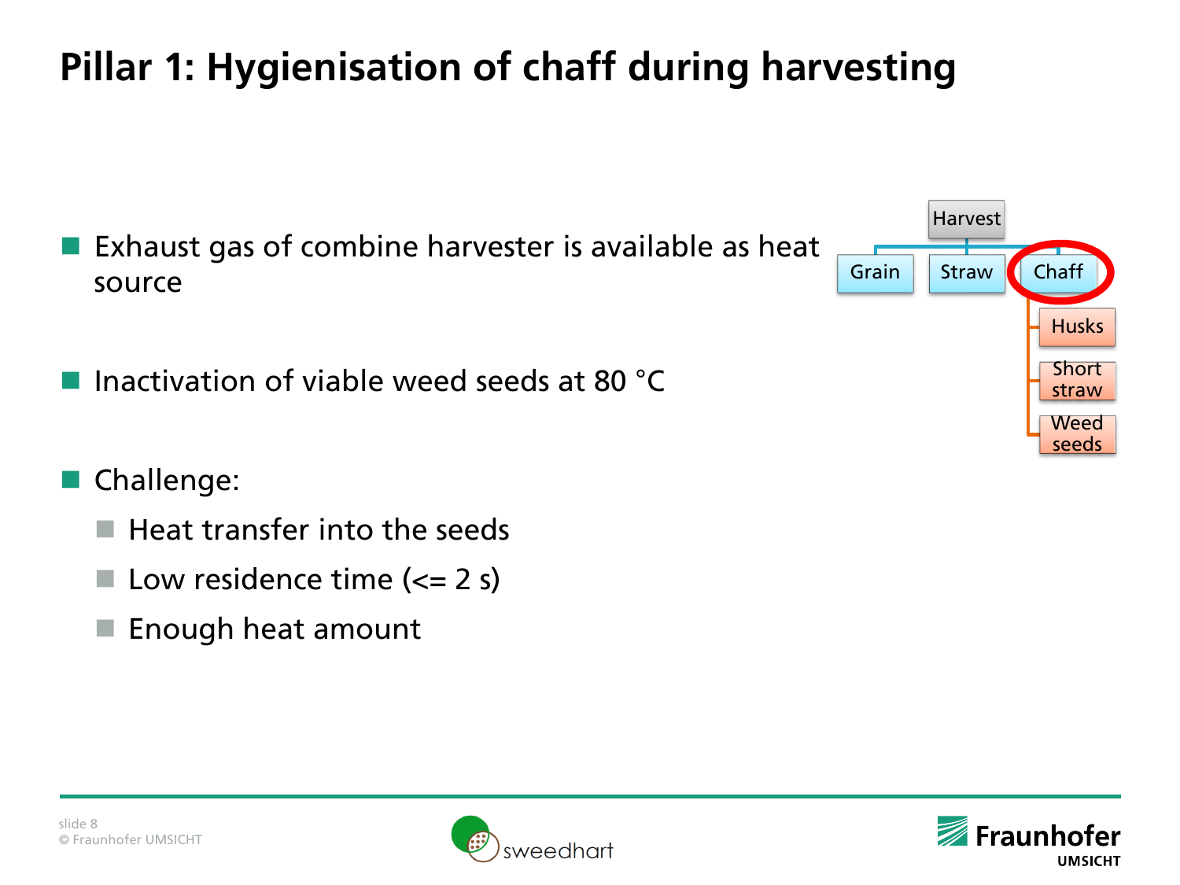# Pillar 1: Hygienisation of chaff during harvesting

- Exhaust gas of combine harvester is available as heat source
- Inactivation of viable weed seeds at 80 °C
- Challenge:
  - Heat transfer into the seeds
  - Low residence time (<= 2 s)
  - Enough heat amount

Harvest
- Grain
- Straw
- Chaff
  - Husks
  - Short straw
  - Weed seeds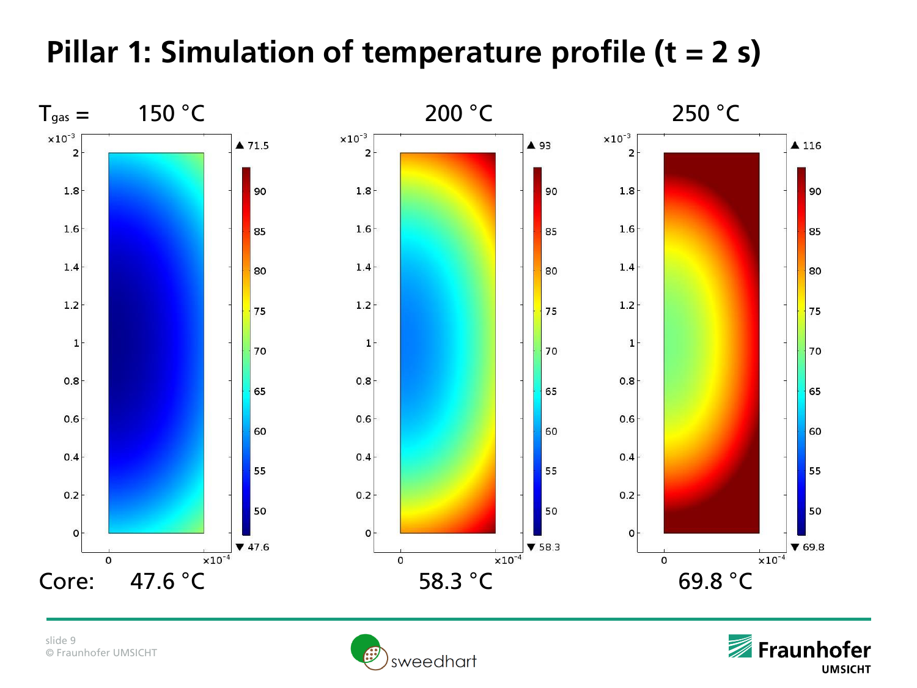# Pillar 1: Simulation of temperature profile (t = 2 s)

| $T_{gas}$ = | 150 °C | 200 °C | 250 °C |
|---|---|---|---|
| Core: | 47.6 °C | 58.3 °C | 69.8 °C |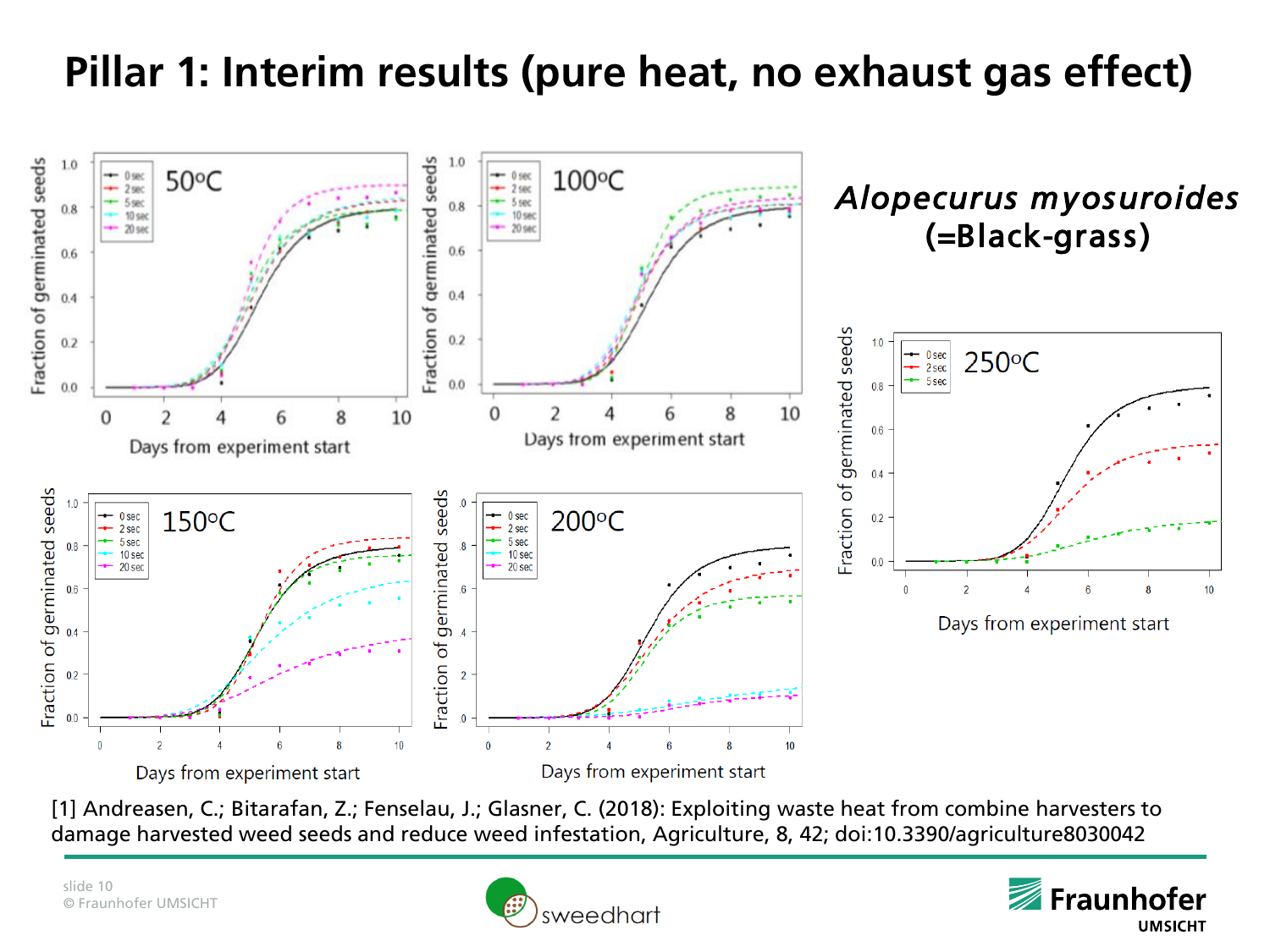# Pillar 1: Interim results (pure heat, no exhaust gas effect)

*Alopecurus myosuroides* (=Black-grass)

[1] Andreasen, C.; Bitarafan, Z.; Fenselau, J.; Glasner, C. (2018): Exploiting waste heat from combine harvesters to damage harvested weed seeds and reduce weed infestation, Agriculture, 8, 42; doi:10.3390/agriculture8030042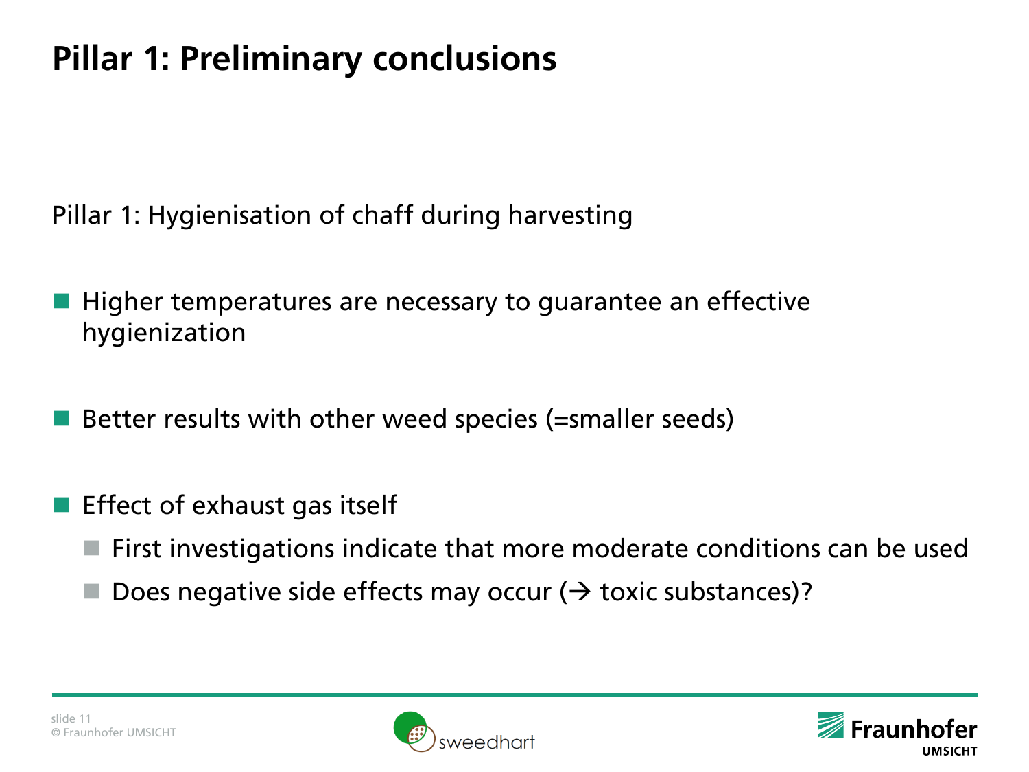# Pillar 1: Preliminary conclusions

Pillar 1: Hygienisation of chaff during harvesting

- Higher temperatures are necessary to guarantee an effective hygienization
- Better results with other weed species (=smaller seeds)
- Effect of exhaust gas itself
  - First investigations indicate that more moderate conditions can be used
  - Does negative side effects may occur (→ toxic substances)?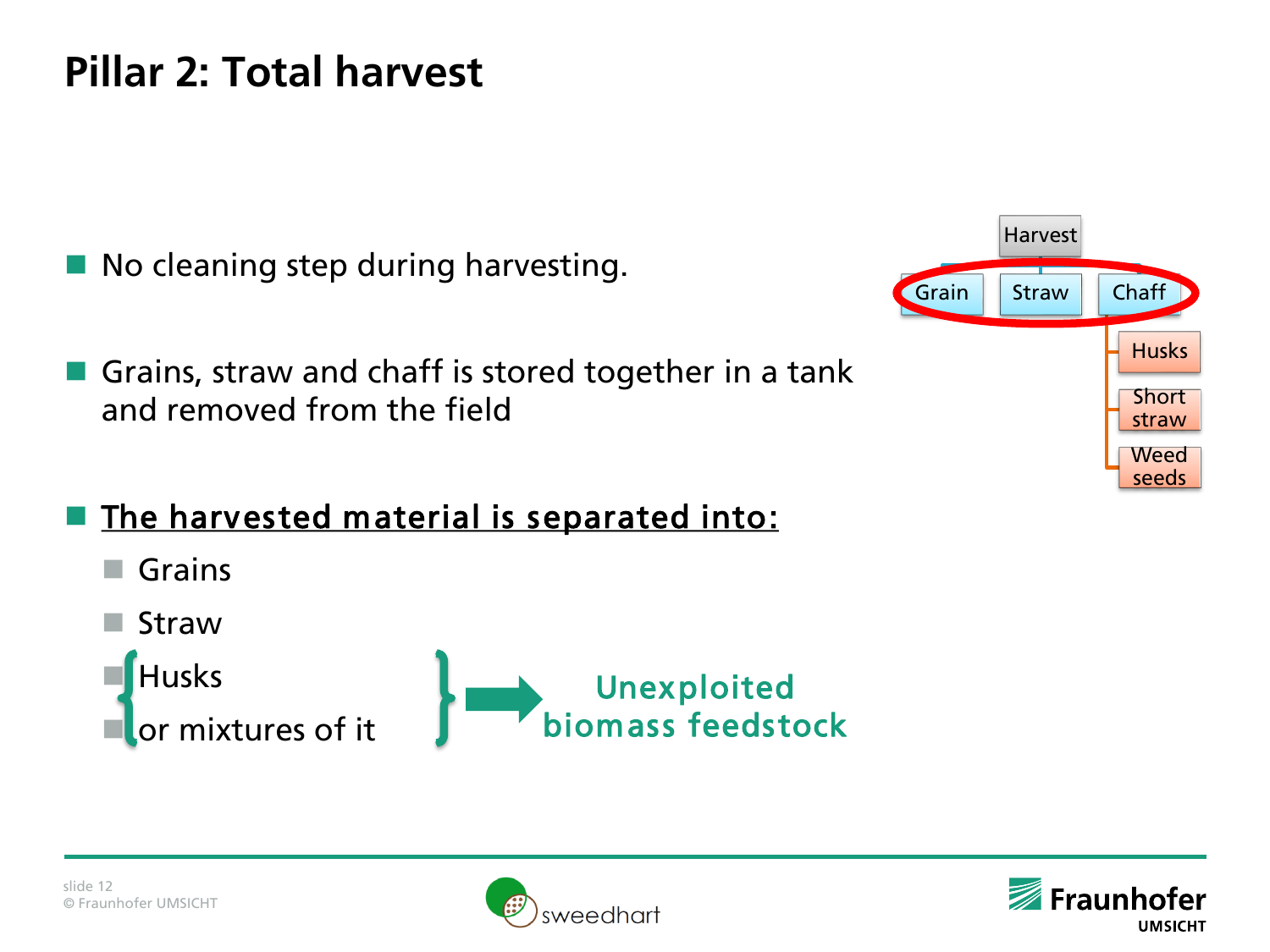# Pillar 2: Total harvest

- No cleaning step during harvesting.
- Grains, straw and chaff is stored together in a tank and removed from the field
- <u>The harvested material is separated into:</u>
  - Grains
  - Straw
  - Husks
  - or mixtures of it

Husks or mixtures of it → **Unexploited biomass feedstock**

Harvest
- Grain
- Straw
- Chaff
  - Husks
  - Short straw
  - Weed seeds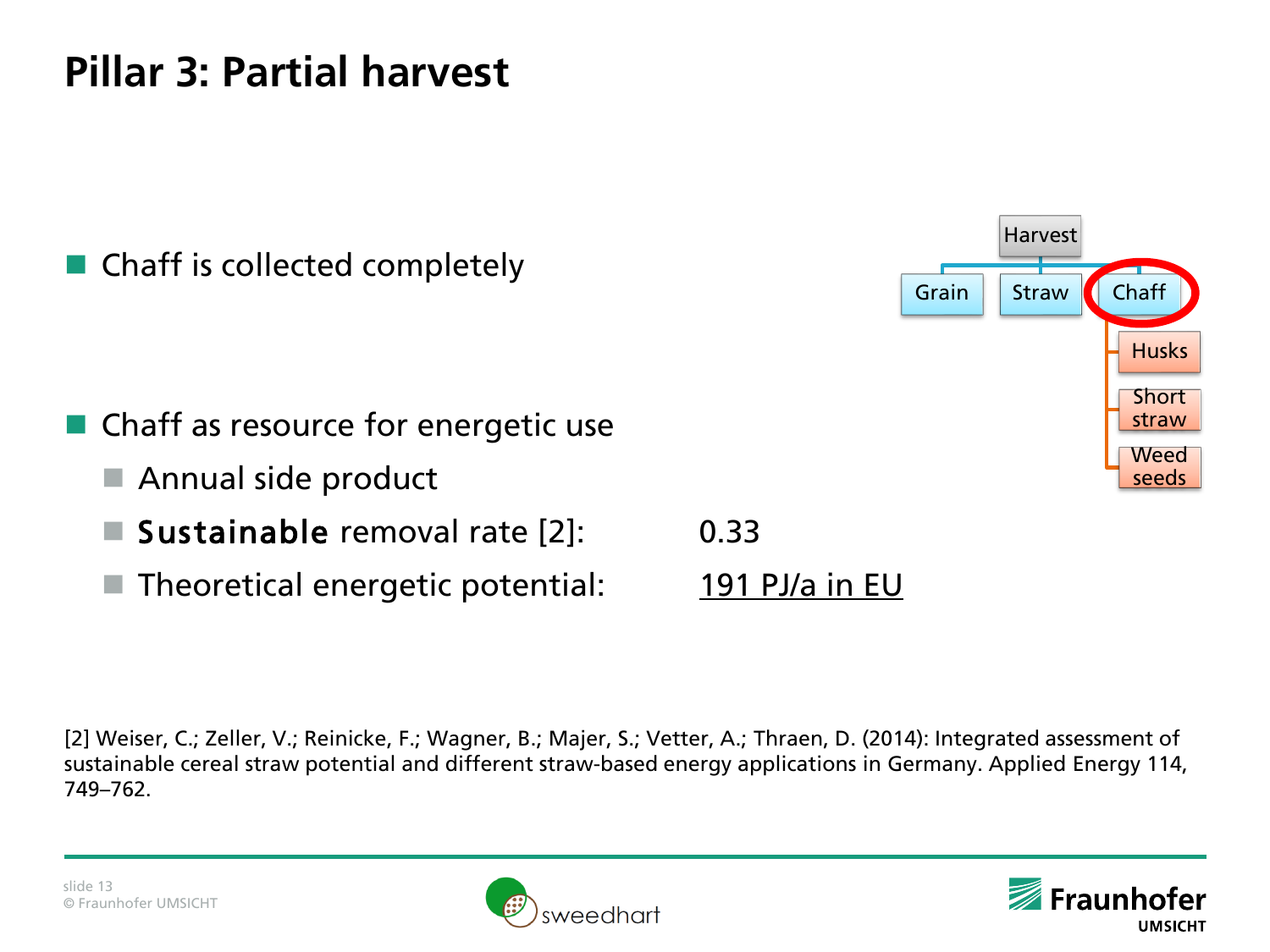# Pillar 3: Partial harvest

- Chaff is collected completely

Harvest
- Grain
- Straw
- Chaff
  - Husks
  - Short straw
  - Weed seeds

- Chaff as resource for energetic use
  - Annual side product
  - **Sustainable** removal rate [2]: 0.33
  - Theoretical energetic potential: <u>191 PJ/a in EU</u>

[2] Weiser, C.; Zeller, V.; Reinicke, F.; Wagner, B.; Majer, S.; Vetter, A.; Thraen, D. (2014): Integrated assessment of sustainable cereal straw potential and different straw-based energy applications in Germany. Applied Energy 114, 749–762.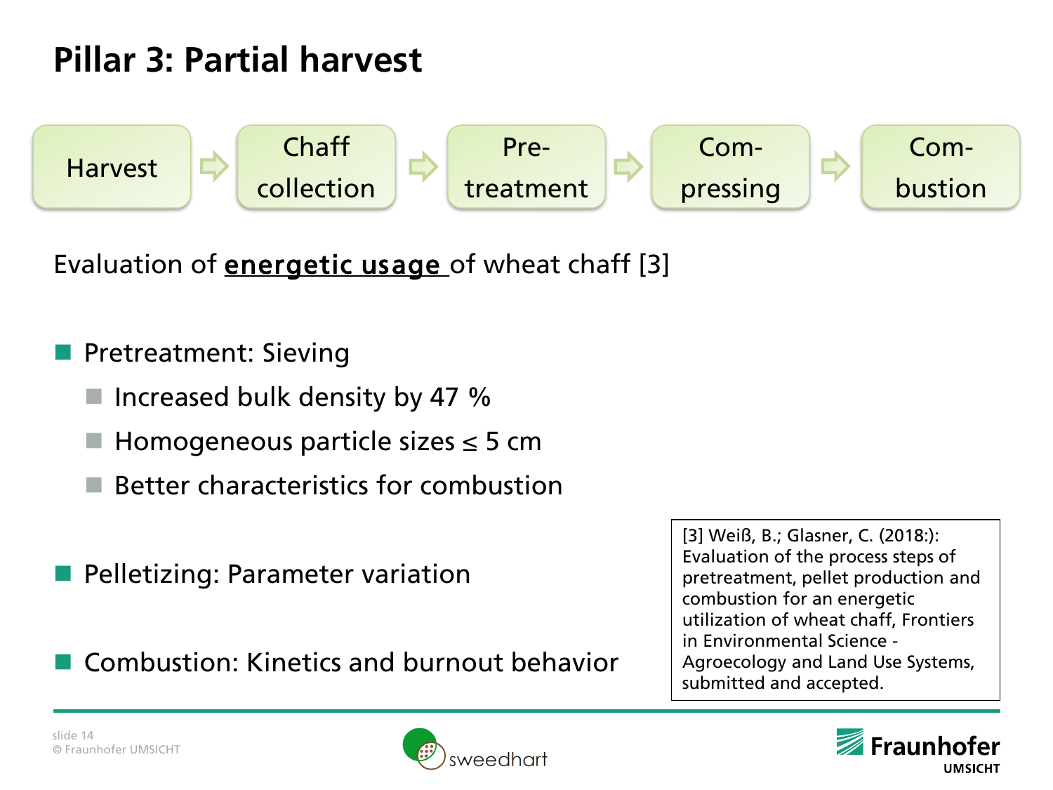# Pillar 3: Partial harvest

Harvest → Chaff collection → Pre-treatment → Com-pressing → Com-bustion

Evaluation of **energetic usage** of wheat chaff [3]

- Pretreatment: Sieving
  - Increased bulk density by 47 %
  - Homogeneous particle sizes ≤ 5 cm
  - Better characteristics for combustion
- Pelletizing: Parameter variation
- Combustion: Kinetics and burnout behavior

[3] Weiß, B.; Glasner, C. (2018:): Evaluation of the process steps of pretreatment, pellet production and combustion for an energetic utilization of wheat chaff, Frontiers in Environmental Science - Agroecology and Land Use Systems, submitted and accepted.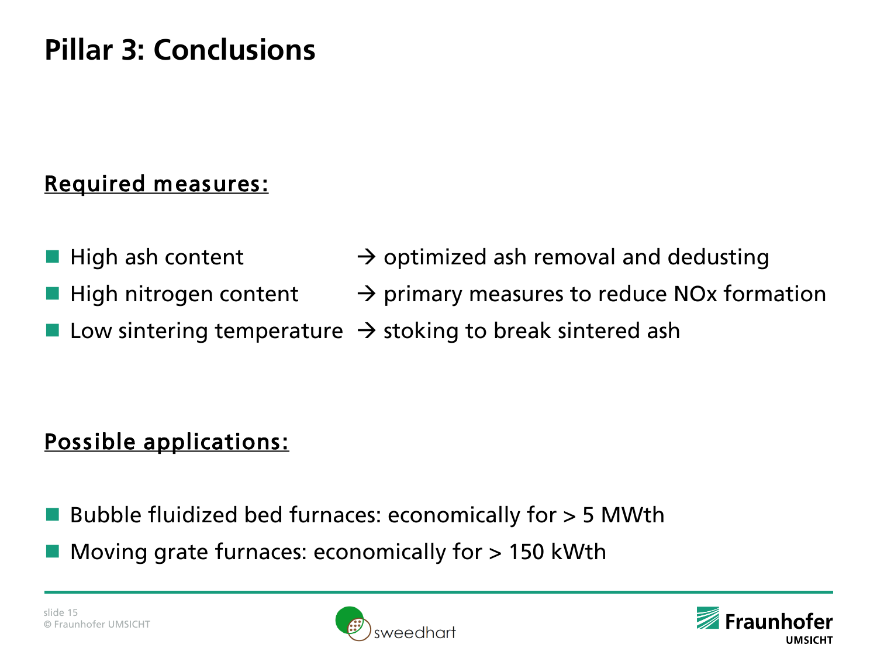# Pillar 3: Conclusions

**Required measures:**

- High ash content → optimized ash removal and dedusting
- High nitrogen content → primary measures to reduce NOx formation
- Low sintering temperature → stoking to break sintered ash

**Possible applications:**

- Bubble fluidized bed furnaces: economically for > 5 MWth
- Moving grate furnaces: economically for > 150 kWth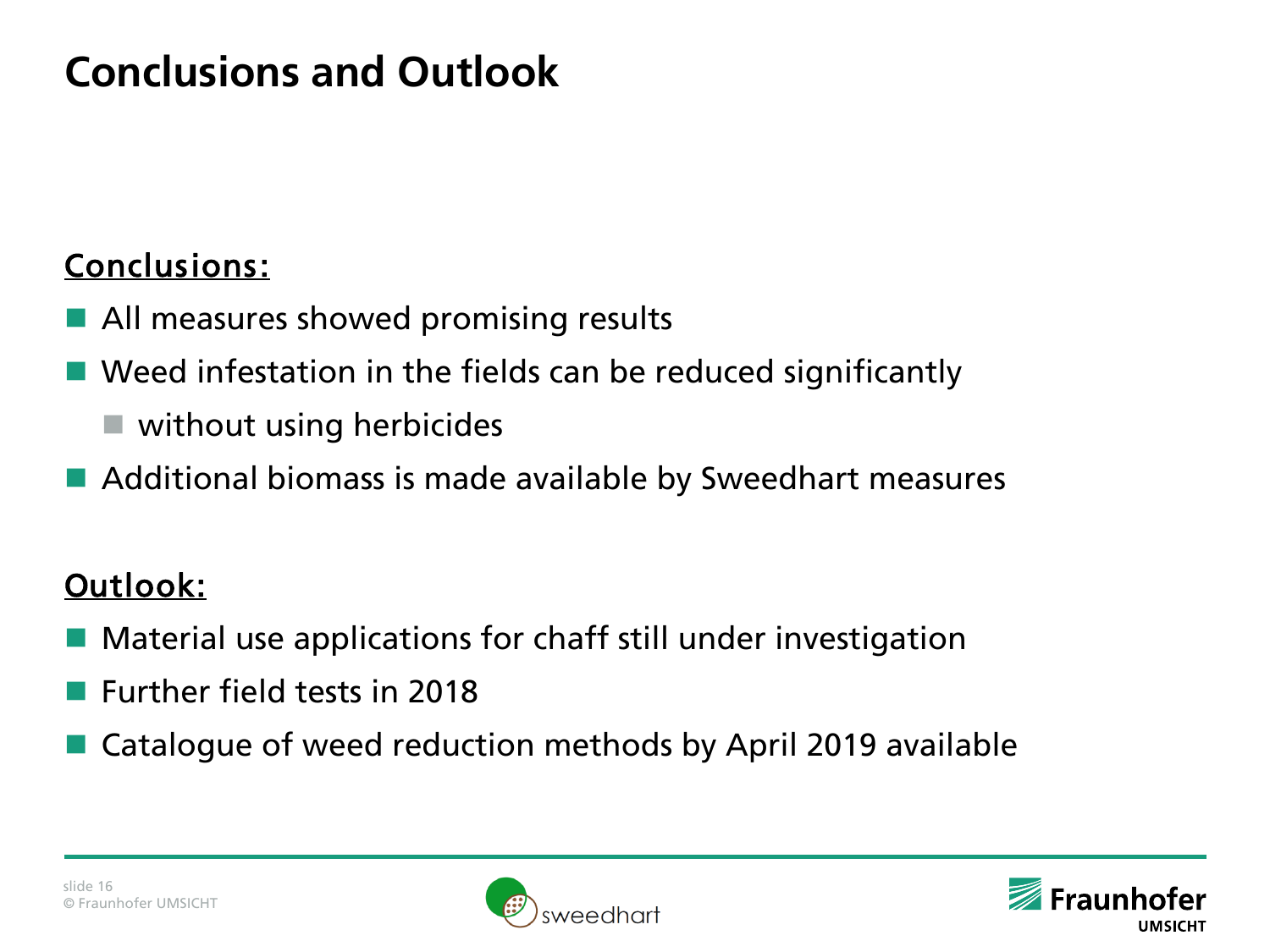# Conclusions and Outlook

**Conclusions:**

- All measures showed promising results
- Weed infestation in the fields can be reduced significantly
  - without using herbicides
- Additional biomass is made available by Sweedhart measures

**Outlook:**

- Material use applications for chaff still under investigation
- Further field tests in 2018
- Catalogue of weed reduction methods by April 2019 available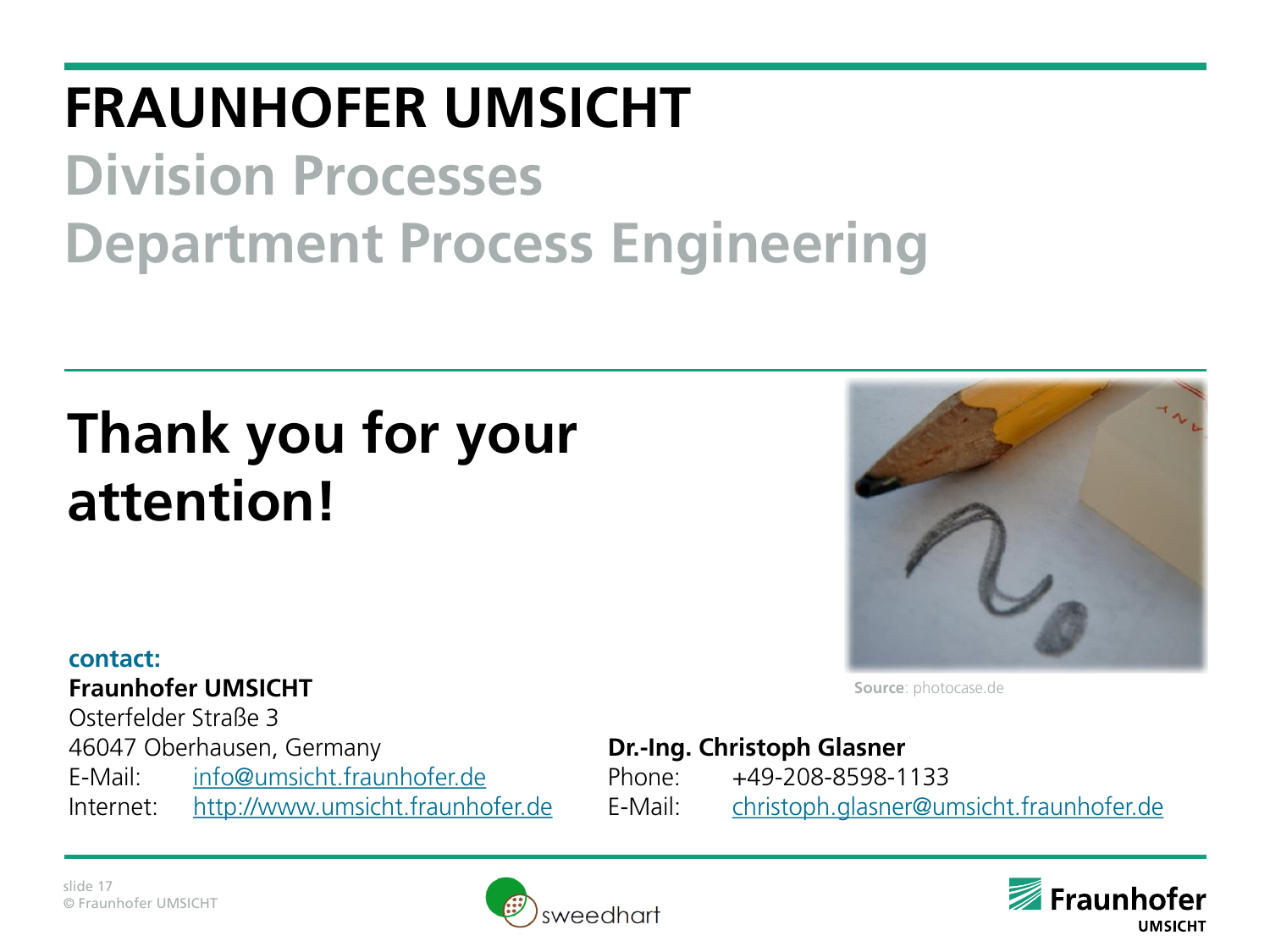# FRAUNHOFER UMSICHT

## Division Processes

## Department Process Engineering

# Thank you for your attention!

Source: photocase.de

**contact:**

**Fraunhofer UMSICHT**
Osterfelder Straße 3
46047 Oberhausen, Germany
E-Mail: info@umsicht.fraunhofer.de
Internet: http://www.umsicht.fraunhofer.de

**Dr.-Ing. Christoph Glasner**
Phone: +49-208-8598-1133
E-Mail: christoph.glasner@umsicht.fraunhofer.de

© Fraunhofer UMSICHT

sweedhart

Fraunhofer UMSICHT